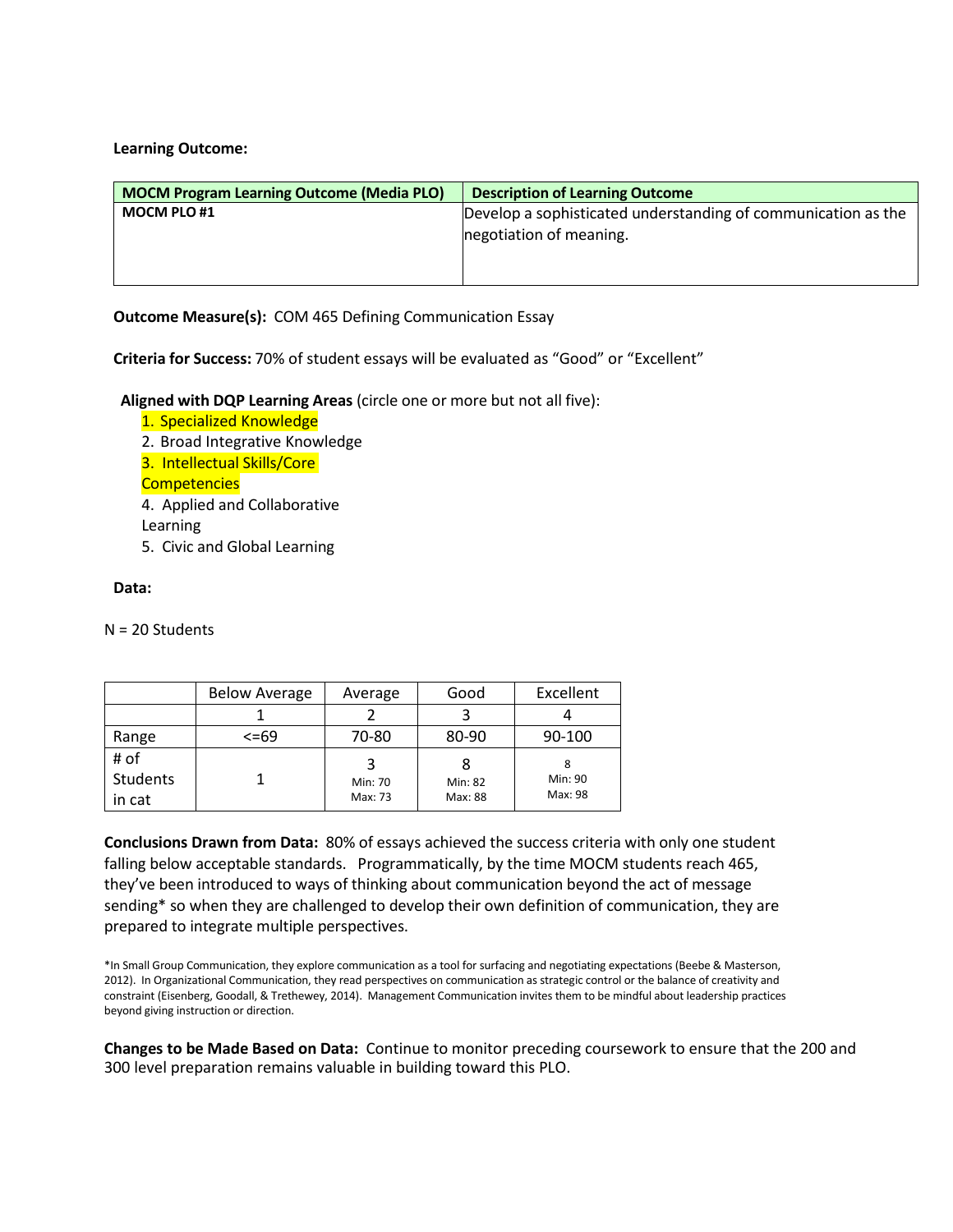**Learning Outcome:**

| MOCM Program Learning Outcome (Media PLO) | Description of Learning Outcome |
| --- | --- |
| **MOCM PLO #1** | Develop a sophisticated understanding of communication as the negotiation of meaning. |

**Outcome Measure(s):** COM 465 Defining Communication Essay

**Criteria for Success:** 70% of student essays will be evaluated as "Good" or "Excellent"

**Aligned with DQP Learning Areas** (circle one or more but not all five):

1. Specialized Knowledge
2. Broad Integrative Knowledge
3. Intellectual Skills/Core Competencies
4. Applied and Collaborative Learning
5. Civic and Global Learning

**Data:**

N = 20 Students

| | Below Average | Average | Good | Excellent |
| --- | --- | --- | --- | --- |
| | 1 | 2 | 3 | 4 |
| Range | <=69 | 70-80 | 80-90 | 90-100 |
| # of Students in cat | 1 | 3 Min: 70 Max: 73 | 8 Min: 82 Max: 88 | 8 Min: 90 Max: 98 |

**Conclusions Drawn from Data:** 80% of essays achieved the success criteria with only one student falling below acceptable standards. Programmatically, by the time MOCM students reach 465, they've been introduced to ways of thinking about communication beyond the act of message sending* so when they are challenged to develop their own definition of communication, they are prepared to integrate multiple perspectives.

*In Small Group Communication, they explore communication as a tool for surfacing and negotiating expectations (Beebe & Masterson, 2012). In Organizational Communication, they read perspectives on communication as strategic control or the balance of creativity and constraint (Eisenberg, Goodall, & Trethewey, 2014). Management Communication invites them to be mindful about leadership practices beyond giving instruction or direction.

**Changes to be Made Based on Data:** Continue to monitor preceding coursework to ensure that the 200 and 300 level preparation remains valuable in building toward this PLO.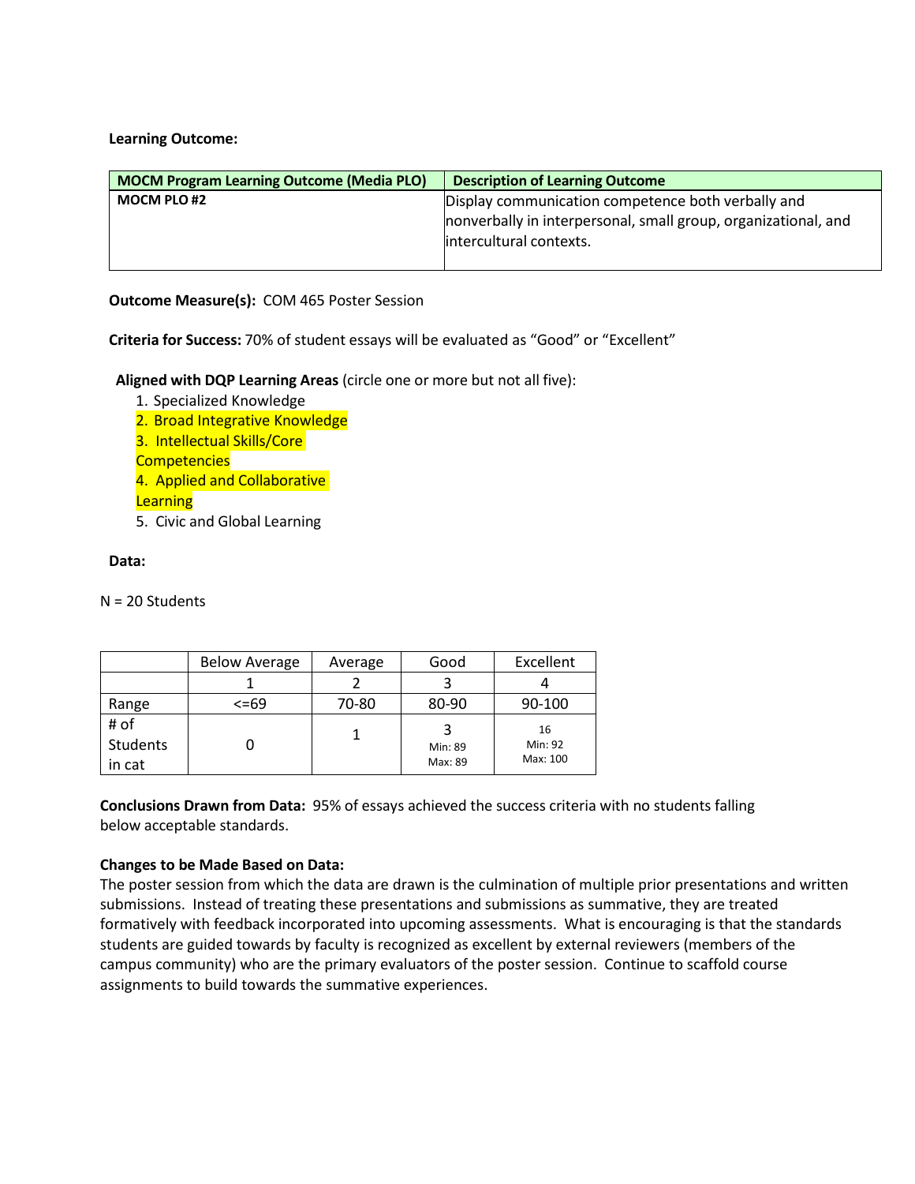**Learning Outcome:**

| MOCM Program Learning Outcome (Media PLO) | Description of Learning Outcome |
|---|---|
| MOCM PLO #2 | Display communication competence both verbally and nonverbally in interpersonal, small group, organizational, and intercultural contexts. |

**Outcome Measure(s):** COM 465 Poster Session

**Criteria for Success:** 70% of student essays will be evaluated as "Good" or "Excellent"

**Aligned with DQP Learning Areas** (circle one or more but not all five):

1. Specialized Knowledge
2. Broad Integrative Knowledge
3. Intellectual Skills/Core Competencies
4. Applied and Collaborative Learning
5. Civic and Global Learning

**Data:**

N = 20 Students

| | Below Average | Average | Good | Excellent |
|---|---|---|---|---|
| | 1 | 2 | 3 | 4 |
| Range | <=69 | 70-80 | 80-90 | 90-100 |
| # of Students in cat | 0 | 1 | 3<br>Min: 89<br>Max: 89 | 16<br>Min: 92<br>Max: 100 |

**Conclusions Drawn from Data:** 95% of essays achieved the success criteria with no students falling below acceptable standards.

**Changes to be Made Based on Data:**
The poster session from which the data are drawn is the culmination of multiple prior presentations and written submissions. Instead of treating these presentations and submissions as summative, they are treated formatively with feedback incorporated into upcoming assessments. What is encouraging is that the standards students are guided towards by faculty is recognized as excellent by external reviewers (members of the campus community) who are the primary evaluators of the poster session. Continue to scaffold course assignments to build towards the summative experiences.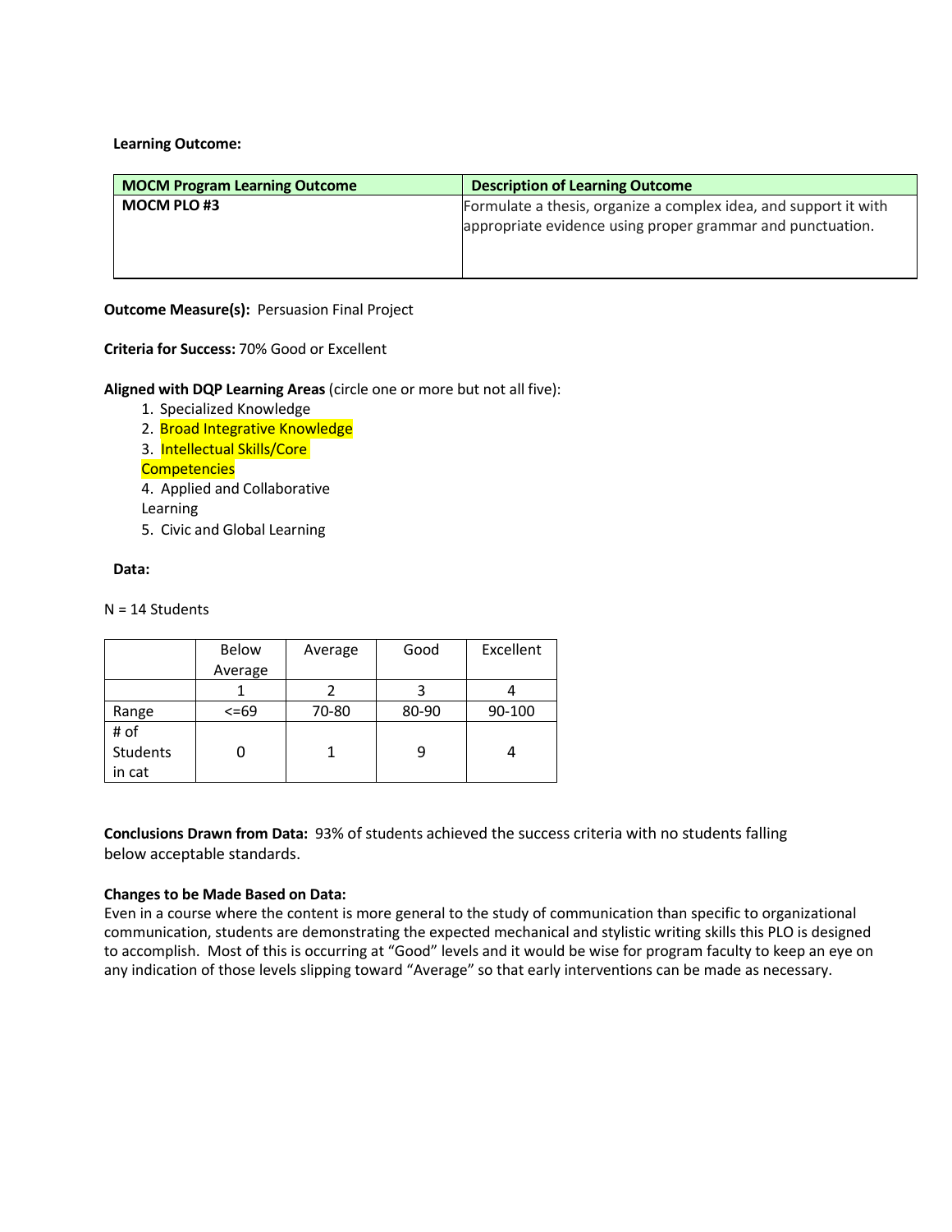**Learning Outcome:**

| MOCM Program Learning Outcome | Description of Learning Outcome |
|---|---|
| **MOCM PLO #3** | Formulate a thesis, organize a complex idea, and support it with appropriate evidence using proper grammar and punctuation. |

**Outcome Measure(s):** Persuasion Final Project

**Criteria for Success:** 70% Good or Excellent

**Aligned with DQP Learning Areas** (circle one or more but not all five):

1. Specialized Knowledge
2. Broad Integrative Knowledge
3. Intellectual Skills/Core Competencies
4. Applied and Collaborative Learning
5. Civic and Global Learning

**Data:**

N = 14 Students

| | Below Average | Average | Good | Excellent |
|---|---|---|---|---|
| | 1 | 2 | 3 | 4 |
| Range | <=69 | 70-80 | 80-90 | 90-100 |
| # of Students in cat | 0 | 1 | 9 | 4 |

**Conclusions Drawn from Data:** 93% of students achieved the success criteria with no students falling below acceptable standards.

**Changes to be Made Based on Data:**
Even in a course where the content is more general to the study of communication than specific to organizational communication, students are demonstrating the expected mechanical and stylistic writing skills this PLO is designed to accomplish. Most of this is occurring at "Good" levels and it would be wise for program faculty to keep an eye on any indication of those levels slipping toward "Average" so that early interventions can be made as necessary.